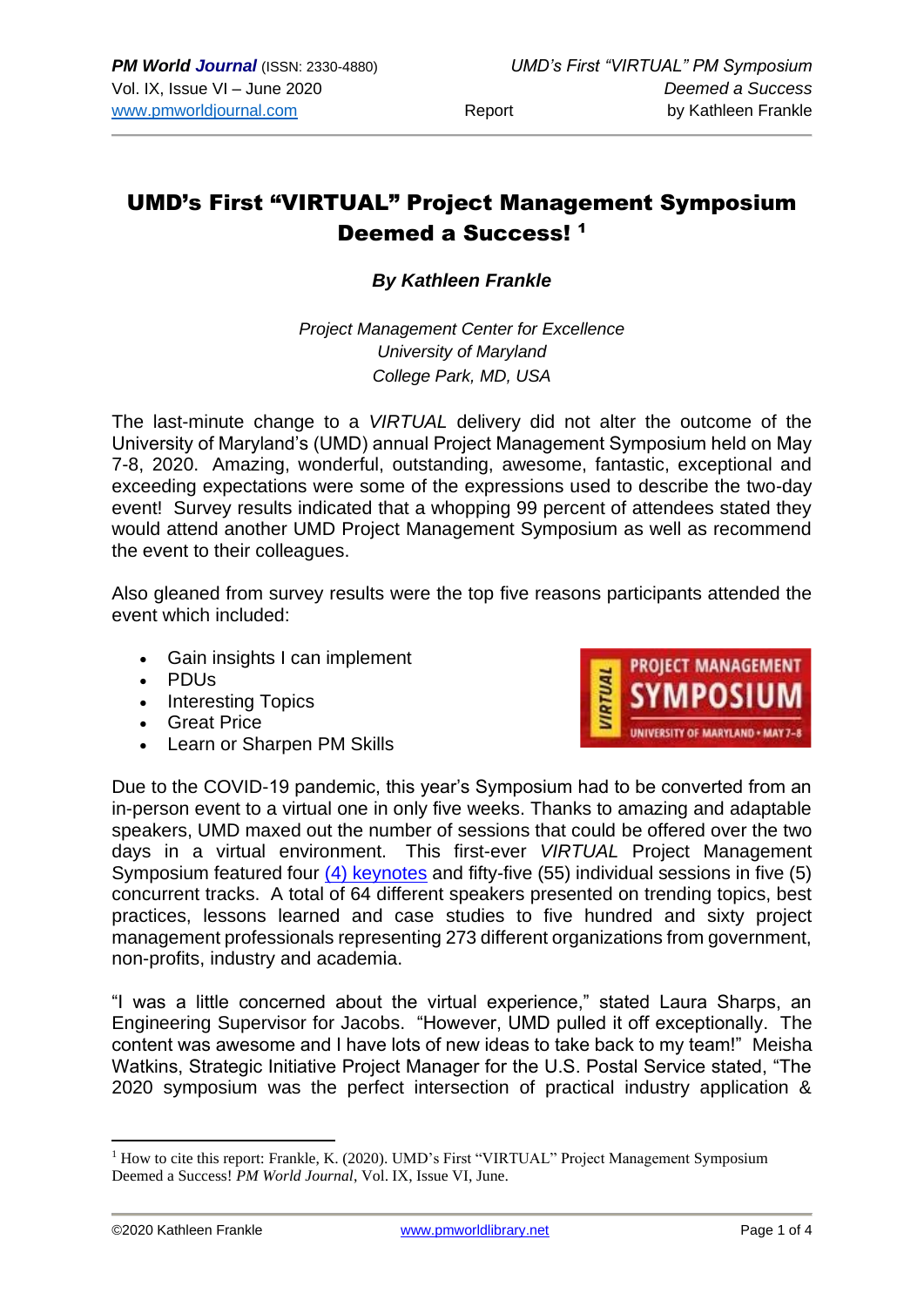# UMD's First "VIRTUAL" Project Management Symposium Deemed a Success! [1]

***By Kathleen Frankle***

*Project Management Center for Excellence*
*University of Maryland*
*College Park, MD, USA*

The last-minute change to a *VIRTUAL* delivery did not alter the outcome of the University of Maryland's (UMD) annual Project Management Symposium held on May 7-8, 2020. Amazing, wonderful, outstanding, awesome, fantastic, exceptional and exceeding expectations were some of the expressions used to describe the two-day event! Survey results indicated that a whopping 99 percent of attendees stated they would attend another UMD Project Management Symposium as well as recommend the event to their colleagues.

Also gleaned from survey results were the top five reasons participants attended the event which included:

- Gain insights I can implement
- PDUs
- Interesting Topics
- Great Price
- Learn or Sharpen PM Skills

Due to the COVID-19 pandemic, this year's Symposium had to be converted from an in-person event to a virtual one in only five weeks. Thanks to amazing and adaptable speakers, UMD maxed out the number of sessions that could be offered over the two days in a virtual environment. This first-ever *VIRTUAL* Project Management Symposium featured four (4) keynotes and fifty-five (55) individual sessions in five (5) concurrent tracks. A total of 64 different speakers presented on trending topics, best practices, lessons learned and case studies to five hundred and sixty project management professionals representing 273 different organizations from government, non-profits, industry and academia.

"I was a little concerned about the virtual experience," stated Laura Sharps, an Engineering Supervisor for Jacobs. "However, UMD pulled it off exceptionally. The content was awesome and I have lots of new ideas to take back to my team!" Meisha Watkins, Strategic Initiative Project Manager for the U.S. Postal Service stated, "The 2020 symposium was the perfect intersection of practical industry application &

---

[1] How to cite this report: Frankle, K. (2020). UMD's First "VIRTUAL" Project Management Symposium Deemed a Success! *PM World Journal*, Vol. IX, Issue VI, June.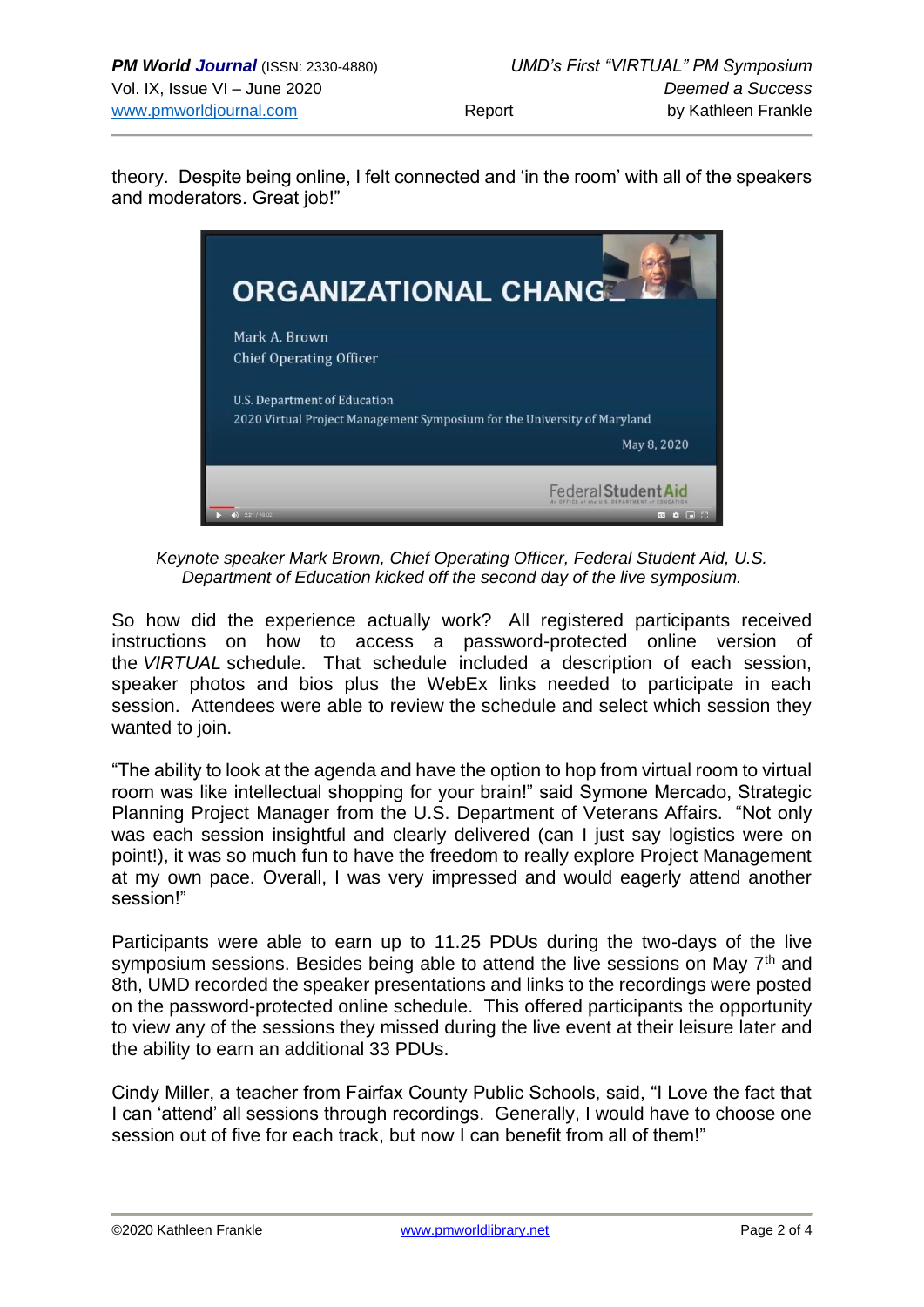theory. Despite being online, I felt connected and 'in the room' with all of the speakers and moderators. Great job!"

*Keynote speaker Mark Brown, Chief Operating Officer, Federal Student Aid, U.S. Department of Education kicked off the second day of the live symposium.*

So how did the experience actually work? All registered participants received instructions on how to access a password-protected online version of the *VIRTUAL* schedule. That schedule included a description of each session, speaker photos and bios plus the WebEx links needed to participate in each session. Attendees were able to review the schedule and select which session they wanted to join.

"The ability to look at the agenda and have the option to hop from virtual room to virtual room was like intellectual shopping for your brain!" said Symone Mercado, Strategic Planning Project Manager from the U.S. Department of Veterans Affairs. "Not only was each session insightful and clearly delivered (can I just say logistics were on point!), it was so much fun to have the freedom to really explore Project Management at my own pace. Overall, I was very impressed and would eagerly attend another session!"

Participants were able to earn up to 11.25 PDUs during the two-days of the live symposium sessions. Besides being able to attend the live sessions on May 7th and 8th, UMD recorded the speaker presentations and links to the recordings were posted on the password-protected online schedule. This offered participants the opportunity to view any of the sessions they missed during the live event at their leisure later and the ability to earn an additional 33 PDUs.

Cindy Miller, a teacher from Fairfax County Public Schools, said, "I Love the fact that I can 'attend' all sessions through recordings. Generally, I would have to choose one session out of five for each track, but now I can benefit from all of them!"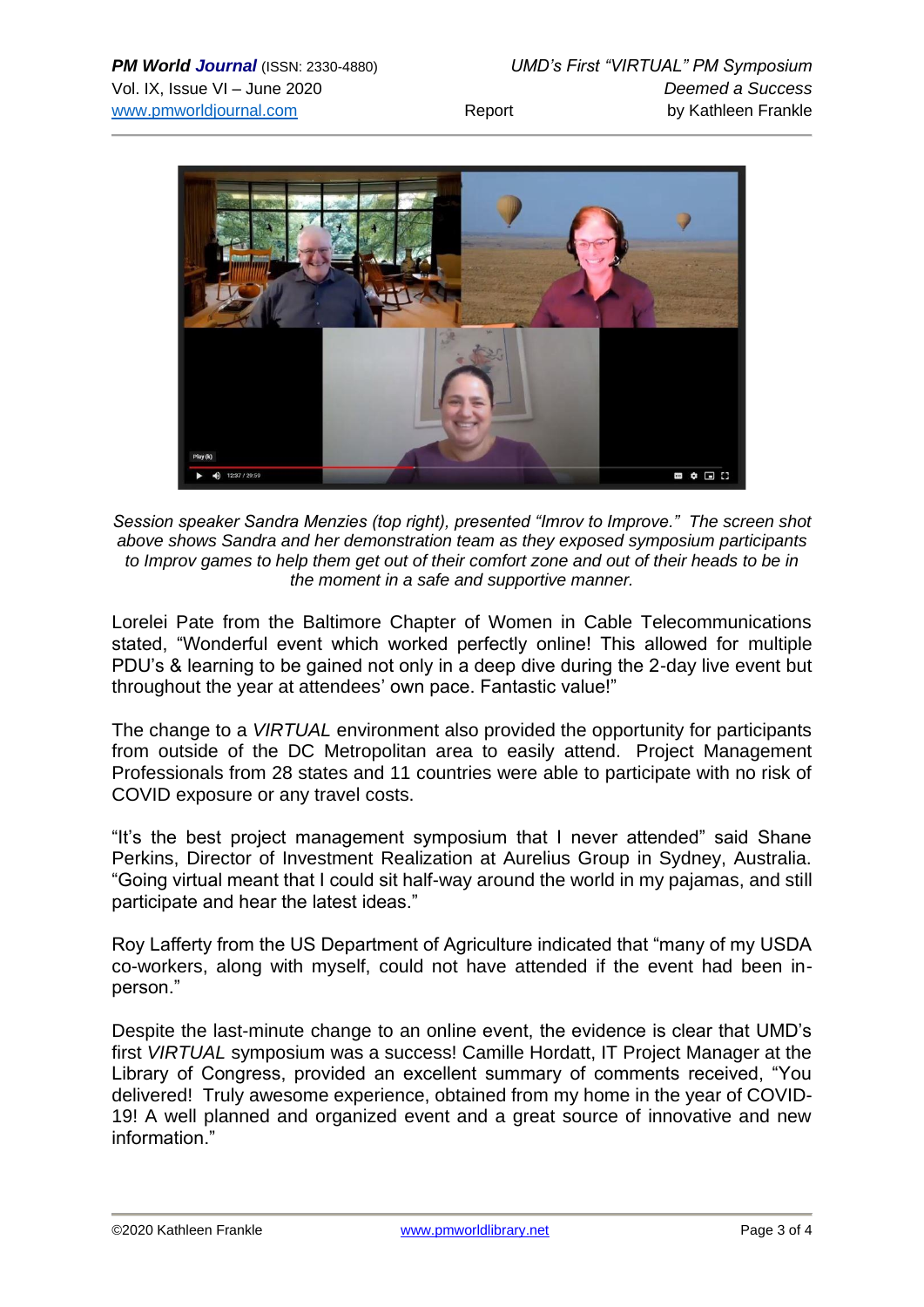*Session speaker Sandra Menzies (top right), presented "Imrov to Improve." The screen shot above shows Sandra and her demonstration team as they exposed symposium participants to Improv games to help them get out of their comfort zone and out of their heads to be in the moment in a safe and supportive manner.*

Lorelei Pate from the Baltimore Chapter of Women in Cable Telecommunications stated, "Wonderful event which worked perfectly online! This allowed for multiple PDU's & learning to be gained not only in a deep dive during the 2-day live event but throughout the year at attendees' own pace. Fantastic value!"

The change to a *VIRTUAL* environment also provided the opportunity for participants from outside of the DC Metropolitan area to easily attend. Project Management Professionals from 28 states and 11 countries were able to participate with no risk of COVID exposure or any travel costs.

"It's the best project management symposium that I never attended" said Shane Perkins, Director of Investment Realization at Aurelius Group in Sydney, Australia. "Going virtual meant that I could sit half-way around the world in my pajamas, and still participate and hear the latest ideas."

Roy Lafferty from the US Department of Agriculture indicated that "many of my USDA co-workers, along with myself, could not have attended if the event had been in-person."

Despite the last-minute change to an online event, the evidence is clear that UMD's first *VIRTUAL* symposium was a success! Camille Hordatt, IT Project Manager at the Library of Congress, provided an excellent summary of comments received, "You delivered! Truly awesome experience, obtained from my home in the year of COVID-19! A well planned and organized event and a great source of innovative and new information."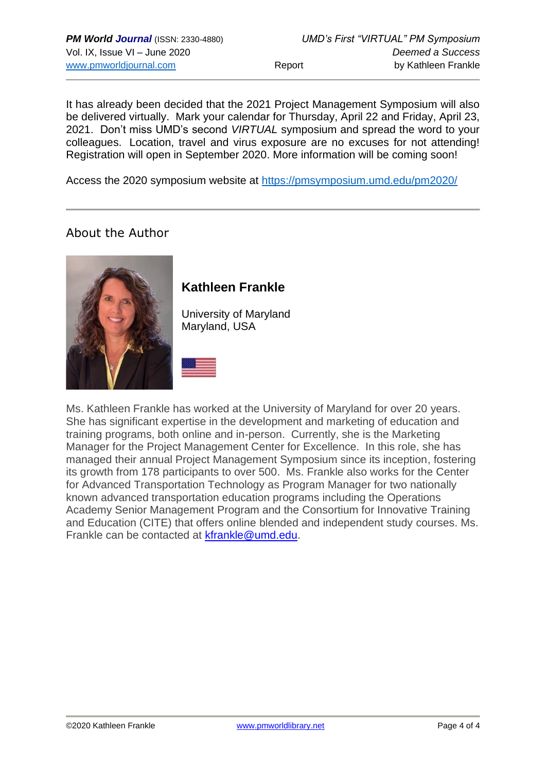It has already been decided that the 2021 Project Management Symposium will also be delivered virtually. Mark your calendar for Thursday, April 22 and Friday, April 23, 2021. Don't miss UMD's second *VIRTUAL* symposium and spread the word to your colleagues. Location, travel and virus exposure are no excuses for not attending! Registration will open in September 2020. More information will be coming soon!

Access the 2020 symposium website at https://pmsymposium.umd.edu/pm2020/

---

## About the Author

### Kathleen Frankle

University of Maryland
Maryland, USA

Ms. Kathleen Frankle has worked at the University of Maryland for over 20 years. She has significant expertise in the development and marketing of education and training programs, both online and in-person. Currently, she is the Marketing Manager for the Project Management Center for Excellence. In this role, she has managed their annual Project Management Symposium since its inception, fostering its growth from 178 participants to over 500. Ms. Frankle also works for the Center for Advanced Transportation Technology as Program Manager for two nationally known advanced transportation education programs including the Operations Academy Senior Management Program and the Consortium for Innovative Training and Education (CITE) that offers online blended and independent study courses. Ms. Frankle can be contacted at kfrankle@umd.edu.